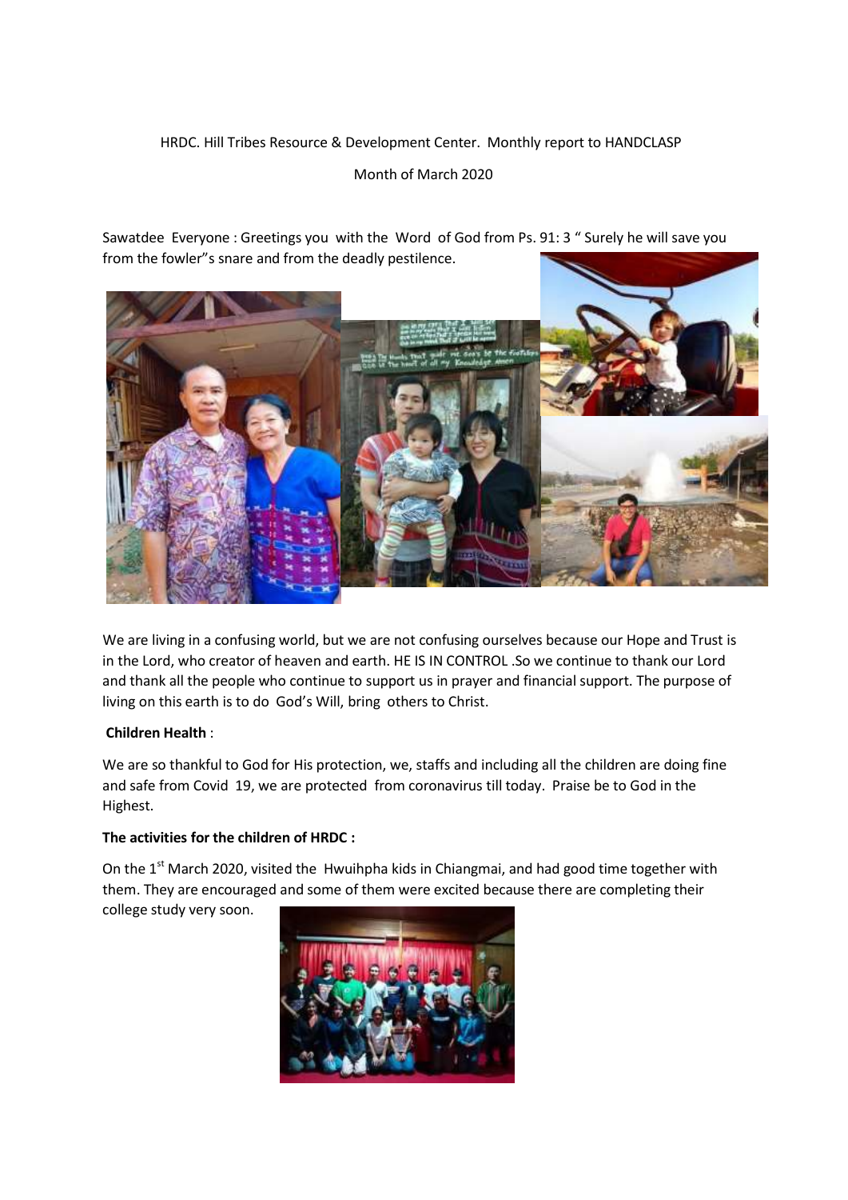HRDC. Hill Tribes Resource & Development Center. Monthly report to HANDCLASP

Month of March 2020

Sawatdee Everyone : Greetings you with the Word of God from Ps. 91: 3 " Surely he will save you from the fowler"s snare and from the deadly pestilence.

We are living in a confusing world, but we are not confusing ourselves because our Hope and Trust is in the Lord, who creator of heaven and earth. HE IS IN CONTROL .So we continue to thank our Lord and thank all the people who continue to support us in prayer and financial support. The purpose of living on this earth is to do God's Will, bring others to Christ.

**Children Health** :

We are so thankful to God for His protection, we, staffs and including all the children are doing fine and safe from Covid 19, we are protected from coronavirus till today. Praise be to God in the Highest.

**The activities for the children of HRDC :**

On the 1st March 2020, visited the Hwuihpha kids in Chiangmai, and had good time together with them. They are encouraged and some of them were excited because there are completing their college study very soon.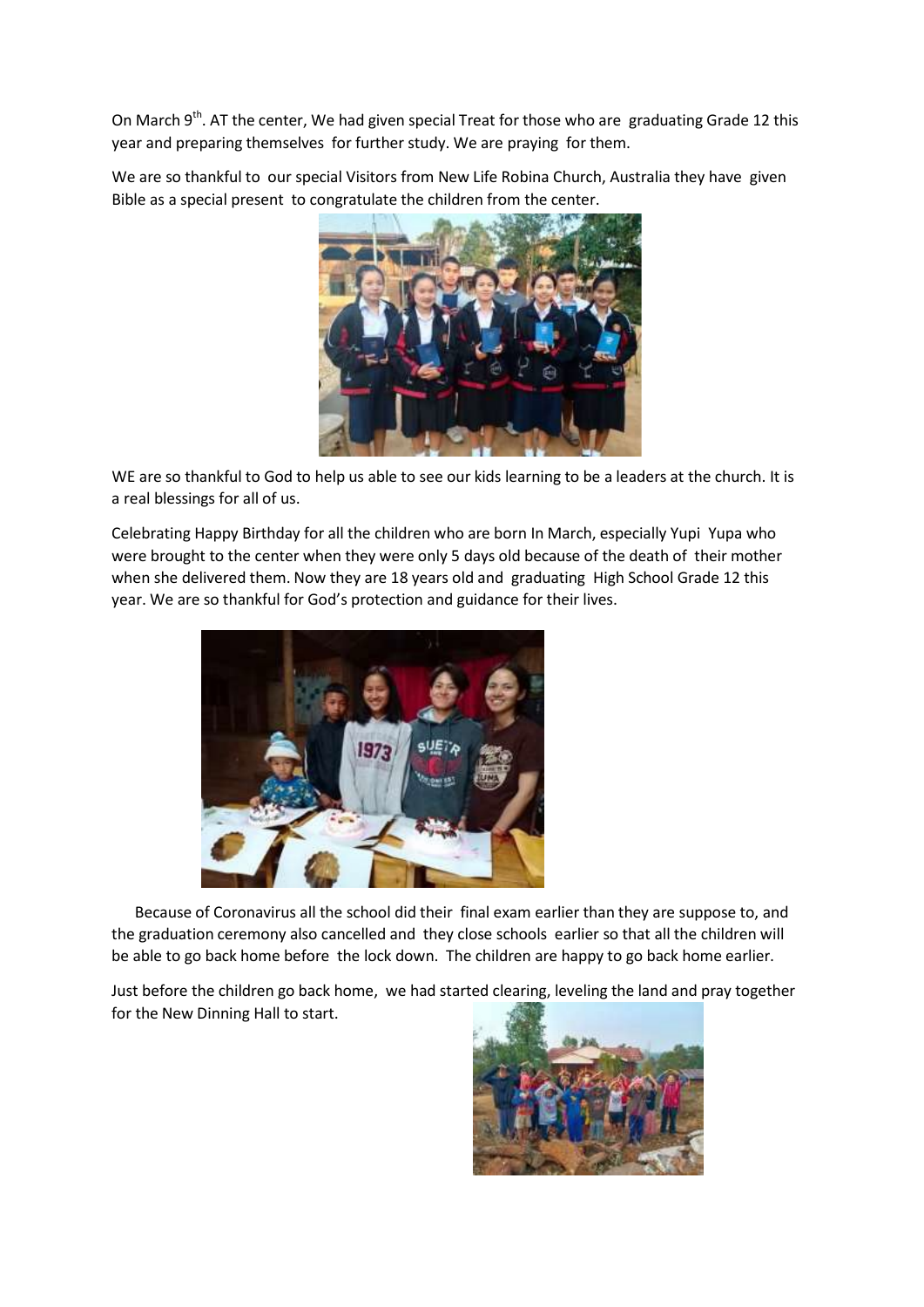On March 9th. AT the center, We had given special Treat for those who are graduating Grade 12 this year and preparing themselves for further study. We are praying for them.

We are so thankful to our special Visitors from New Life Robina Church, Australia they have given Bible as a special present to congratulate the children from the center.

WE are so thankful to God to help us able to see our kids learning to be a leaders at the church. It is a real blessings for all of us.

Celebrating Happy Birthday for all the children who are born In March, especially Yupi Yupa who were brought to the center when they were only 5 days old because of the death of their mother when she delivered them. Now they are 18 years old and graduating High School Grade 12 this year. We are so thankful for God's protection and guidance for their lives.

Because of Coronavirus all the school did their final exam earlier than they are suppose to, and the graduation ceremony also cancelled and they close schools earlier so that all the children will be able to go back home before the lock down. The children are happy to go back home earlier.

Just before the children go back home, we had started clearing, leveling the land and pray together for the New Dinning Hall to start.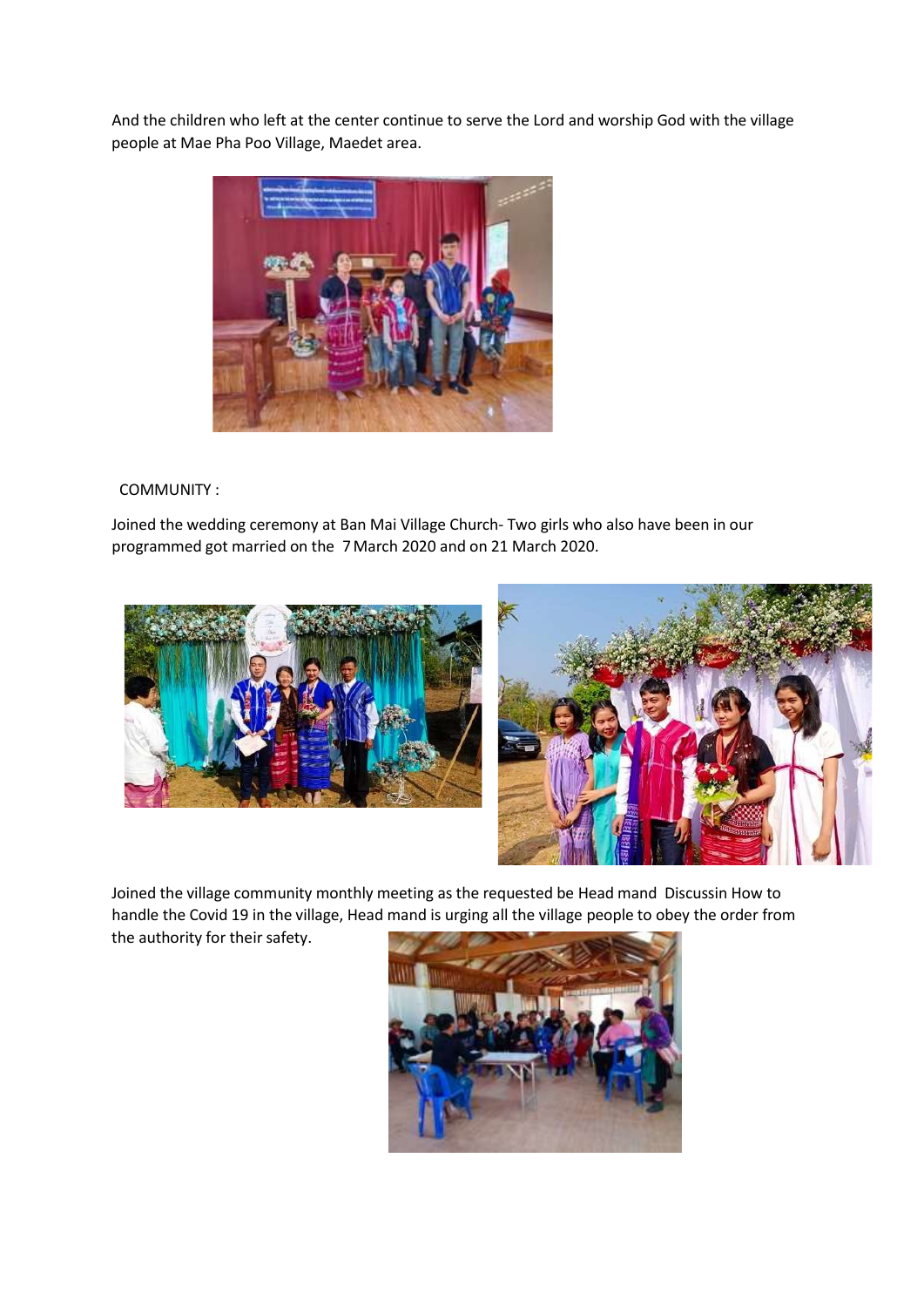And the children who left at the center continue to serve the Lord and worship God with the village people at Mae Pha Poo Village, Maedet area.

COMMUNITY :

Joined the wedding ceremony at Ban Mai Village Church- Two girls who also have been in our programmed got married on the 7 March 2020 and on 21 March 2020.

Joined the village community monthly meeting as the requested be Head mand Discussin How to handle the Covid 19 in the village, Head mand is urging all the village people to obey the order from the authority for their safety.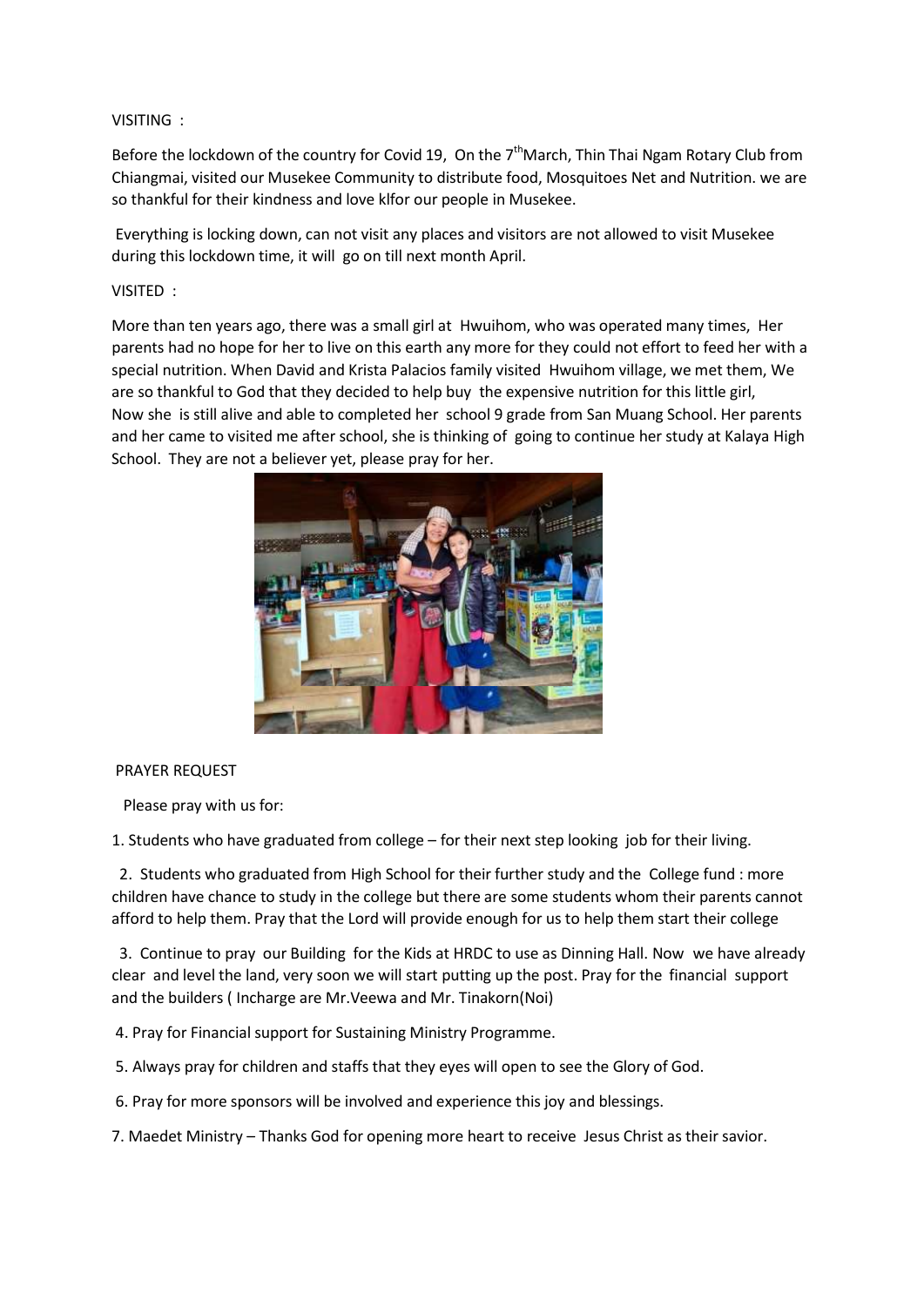VISITING :

Before the lockdown of the country for Covid 19, On the 7th March, Thin Thai Ngam Rotary Club from Chiangmai, visited our Musekee Community to distribute food, Mosquitoes Net and Nutrition. we are so thankful for their kindness and love klfor our people in Musekee.

Everything is locking down, can not visit any places and visitors are not allowed to visit Musekee during this lockdown time, it will go on till next month April.

VISITED :

More than ten years ago, there was a small girl at Hwuihom, who was operated many times, Her parents had no hope for her to live on this earth any more for they could not effort to feed her with a special nutrition. When David and Krista Palacios family visited Hwuihom village, we met them, We are so thankful to God that they decided to help buy the expensive nutrition for this little girl, Now she is still alive and able to completed her school 9 grade from San Muang School. Her parents and her came to visited me after school, she is thinking of going to continue her study at Kalaya High School. They are not a believer yet, please pray for her.

PRAYER REQUEST

Please pray with us for:

1. Students who have graduated from college – for their next step looking job for their living.
2. Students who graduated from High School for their further study and the College fund : more children have chance to study in the college but there are some students whom their parents cannot afford to help them. Pray that the Lord will provide enough for us to help them start their college
3. Continue to pray our Building for the Kids at HRDC to use as Dinning Hall. Now we have already clear and level the land, very soon we will start putting up the post. Pray for the financial support and the builders ( Incharge are Mr.Veewa and Mr. Tinakorn(Noi)
4. Pray for Financial support for Sustaining Ministry Programme.
5. Always pray for children and staffs that they eyes will open to see the Glory of God.
6. Pray for more sponsors will be involved and experience this joy and blessings.
7. Maedet Ministry – Thanks God for opening more heart to receive Jesus Christ as their savior.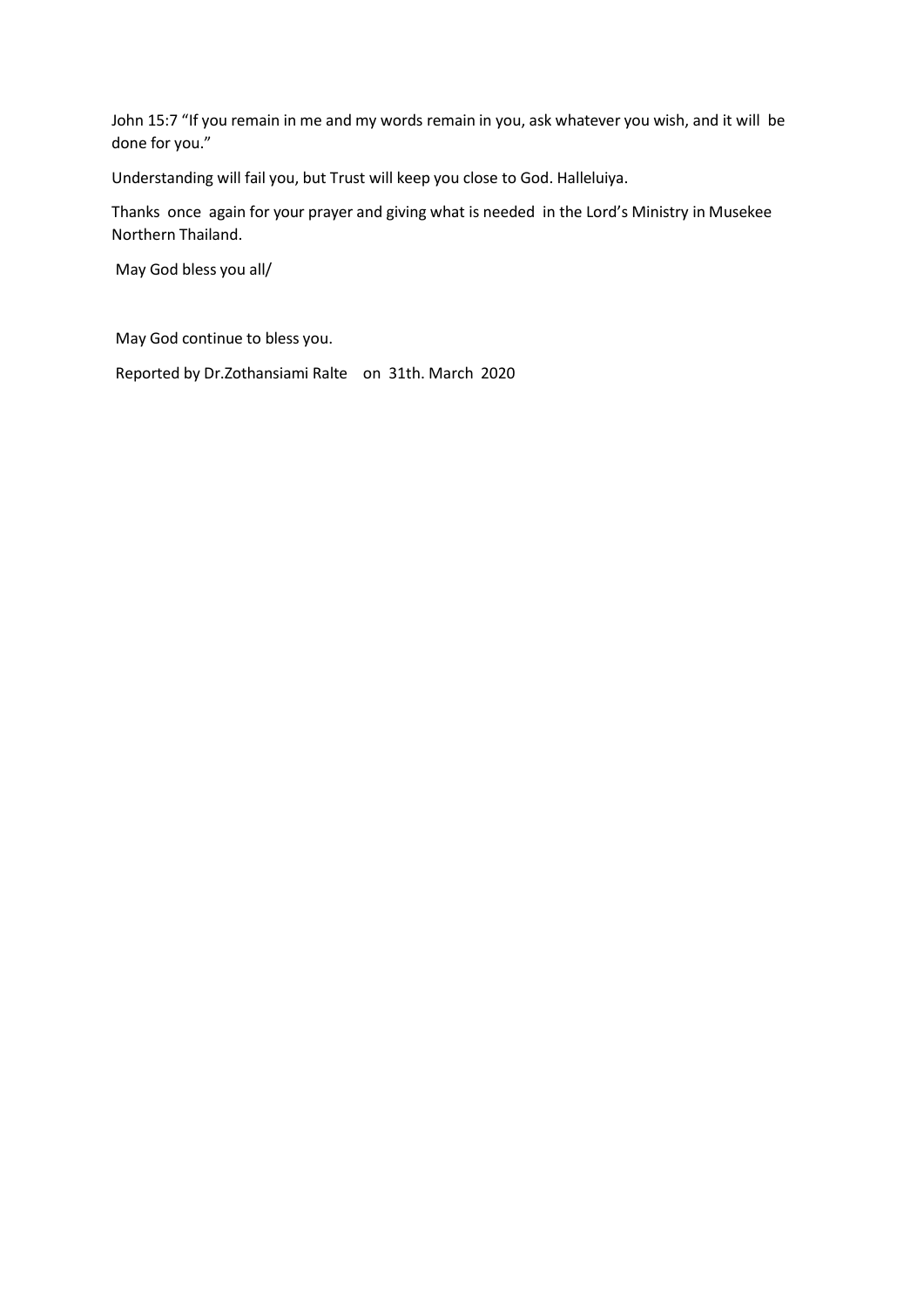John 15:7 “If you remain in me and my words remain in you, ask whatever you wish, and it will be done for you.”

Understanding will fail you, but Trust will keep you close to God. Halleluiya.

Thanks once again for your prayer and giving what is needed in the Lord’s Ministry in Musekee Northern Thailand.

May God bless you all/

May God continue to bless you.

Reported by Dr.Zothansiami Ralte on 31th. March 2020